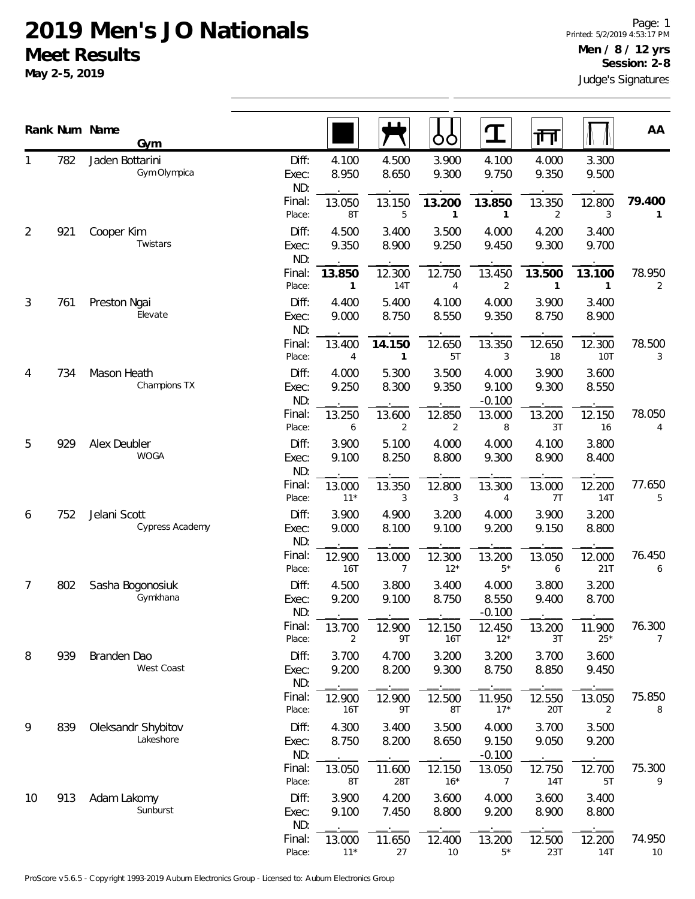# 2019 Men's JO Nationals

## Meet Results

**May 2-5, 2019**

**Men / 8 / 12 yrs**
**Session: 2-8**
Judge's Signatures

| Rank | Num | Name / Gym | | Floor | Pommel Horse | Rings | Vault | Parallel Bars | High Bar | AA |
|---|---|---|---|---|---|---|---|---|---|---|
| 1 | 782 | Jaden Bottarini<br>Gym Olympica | Diff: | 4.100 | 4.500 | 3.900 | 4.100 | 4.000 | 3.300 | |
| | | | Exec: | 8.950 | 8.650 | 9.300 | 9.750 | 9.350 | 9.500 | |
| | | | ND: | | | | | | | |
| | | | Final: | 13.050 | 13.150 | **13.200** | **13.850** | 13.350 | 12.800 | **79.400** |
| | | | Place: | 8T | 5 | 1 | 1 | 2 | 3 | 1 |
| 2 | 921 | Cooper Kim<br>Twistars | Diff: | 4.500 | 3.400 | 3.500 | 4.000 | 4.200 | 3.400 | |
| | | | Exec: | 9.350 | 8.900 | 9.250 | 9.450 | 9.300 | 9.700 | |
| | | | ND: | | | | | | | |
| | | | Final: | **13.850** | 12.300 | 12.750 | 13.450 | **13.500** | **13.100** | 78.950 |
| | | | Place: | 1 | 14T | 4 | 2 | 1 | 1 | 2 |
| 3 | 761 | Preston Ngai<br>Elevate | Diff: | 4.400 | 5.400 | 4.100 | 4.000 | 3.900 | 3.400 | |
| | | | Exec: | 9.000 | 8.750 | 8.550 | 9.350 | 8.750 | 8.900 | |
| | | | ND: | | | | | | | |
| | | | Final: | 13.400 | **14.150** | 12.650 | 13.350 | 12.650 | 12.300 | 78.500 |
| | | | Place: | 4 | 1 | 5T | 3 | 18 | 10T | 3 |
| 4 | 734 | Mason Heath<br>Champions TX | Diff: | 4.000 | 5.300 | 3.500 | 4.000 | 3.900 | 3.600 | |
| | | | Exec: | 9.250 | 8.300 | 9.350 | 9.100 | 9.300 | 8.550 | |
| | | | ND: | | | | -0.100 | | | |
| | | | Final: | 13.250 | 13.600 | 12.850 | 13.000 | 13.200 | 12.150 | 78.050 |
| | | | Place: | 6 | 2 | 2 | 8 | 3T | 16 | 4 |
| 5 | 929 | Alex Deubler<br>WOGA | Diff: | 3.900 | 5.100 | 4.000 | 4.000 | 4.100 | 3.800 | |
| | | | Exec: | 9.100 | 8.250 | 8.800 | 9.300 | 8.900 | 8.400 | |
| | | | ND: | | | | | | | |
| | | | Final: | 13.000 | 13.350 | 12.800 | 13.300 | 13.000 | 12.200 | 77.650 |
| | | | Place: | 11* | 3 | 3 | 4 | 7T | 14T | 5 |
| 6 | 752 | Jelani Scott<br>Cypress Academy | Diff: | 3.900 | 4.900 | 3.200 | 4.000 | 3.900 | 3.200 | |
| | | | Exec: | 9.000 | 8.100 | 9.100 | 9.200 | 9.150 | 8.800 | |
| | | | ND: | | | | | | | |
| | | | Final: | 12.900 | 13.000 | 12.300 | 13.200 | 13.050 | 12.000 | 76.450 |
| | | | Place: | 16T | 7 | 12* | 5* | 6 | 21T | 6 |
| 7 | 802 | Sasha Bogonosiuk<br>Gymkhana | Diff: | 4.500 | 3.800 | 3.400 | 4.000 | 3.800 | 3.200 | |
| | | | Exec: | 9.200 | 9.100 | 8.750 | 8.550 | 9.400 | 8.700 | |
| | | | ND: | | | | -0.100 | | | |
| | | | Final: | 13.700 | 12.900 | 12.150 | 12.450 | 13.200 | 11.900 | 76.300 |
| | | | Place: | 2 | 9T | 16T | 12* | 3T | 25* | 7 |
| 8 | 939 | Branden Dao<br>West Coast | Diff: | 3.700 | 4.700 | 3.200 | 3.200 | 3.700 | 3.600 | |
| | | | Exec: | 9.200 | 8.200 | 9.300 | 8.750 | 8.850 | 9.450 | |
| | | | ND: | | | | | | | |
| | | | Final: | 12.900 | 12.900 | 12.500 | 11.950 | 12.550 | 13.050 | 75.850 |
| | | | Place: | 16T | 9T | 8T | 17* | 20T | 2 | 8 |
| 9 | 839 | Oleksandr Shybitov<br>Lakeshore | Diff: | 4.300 | 3.400 | 3.500 | 4.000 | 3.700 | 3.500 | |
| | | | Exec: | 8.750 | 8.200 | 8.650 | 9.150 | 9.050 | 9.200 | |
| | | | ND: | | | | -0.100 | | | |
| | | | Final: | 13.050 | 11.600 | 12.150 | 13.050 | 12.750 | 12.700 | 75.300 |
| | | | Place: | 8T | 28T | 16* | 7 | 14T | 5T | 9 |
| 10 | 913 | Adam Lakomy<br>Sunburst | Diff: | 3.900 | 4.200 | 3.600 | 4.000 | 3.600 | 3.400 | |
| | | | Exec: | 9.100 | 7.450 | 8.800 | 9.200 | 8.900 | 8.800 | |
| | | | ND: | | | | | | | |
| | | | Final: | 13.000 | 11.650 | 12.400 | 13.200 | 12.500 | 12.200 | 74.950 |
| | | | Place: | 11* | 27 | 10 | 5* | 23T | 14T | 10 |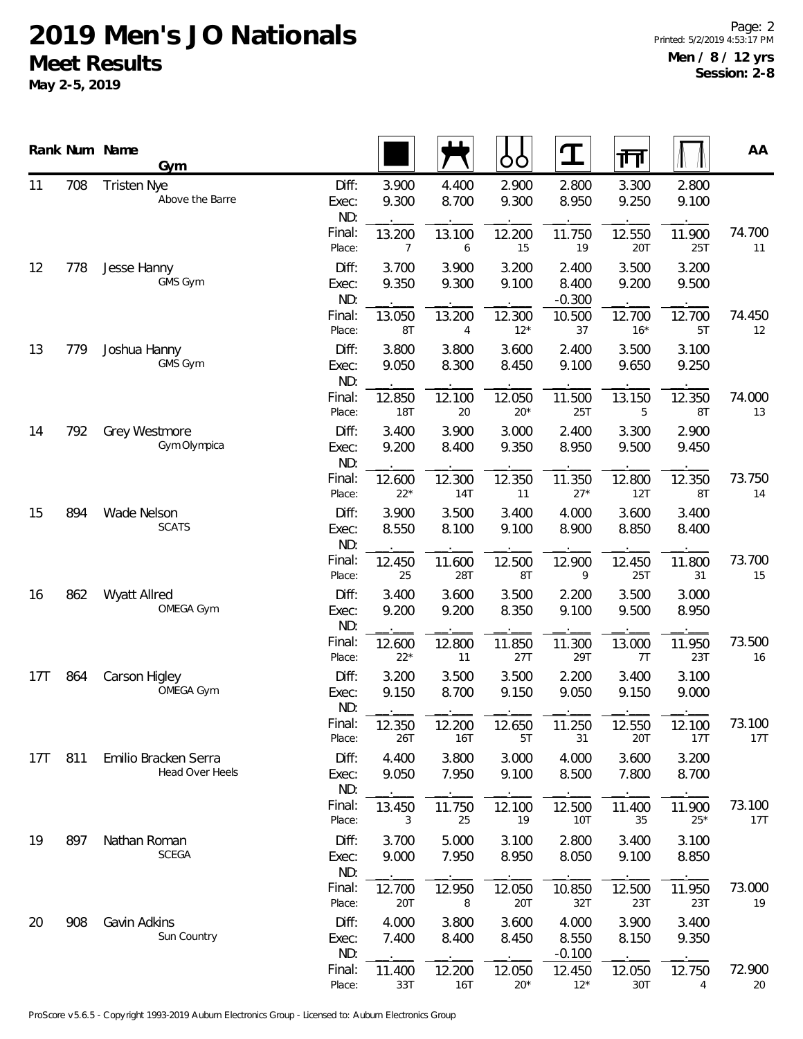# 2019 Men's JO Nationals

## Meet Results

**May 2-5, 2019**

**Men / 8 / 12 yrs**
**Session: 2-8**

| Rank | Num | Name / Gym | | Floor | Pommel Horse | Rings | Vault | Parallel Bars | High Bar | AA |
|---|---|---|---|---|---|---|---|---|---|---|
| 11 | 708 | Tristen Nye | Diff: | 3.900 | 4.400 | 2.900 | 2.800 | 3.300 | 2.800 | |
| | | Above the Barre | Exec: | 9.300 | 8.700 | 9.300 | 8.950 | 9.250 | 9.100 | |
| | | | ND: | | | | | | | |
| | | | Final: | 13.200 | 13.100 | 12.200 | 11.750 | 12.550 | 11.900 | 74.700 |
| | | | Place: | 7 | 6 | 15 | 19 | 20T | 25T | 11 |
| 12 | 778 | Jesse Hanny | Diff: | 3.700 | 3.900 | 3.200 | 2.400 | 3.500 | 3.200 | |
| | | GMS Gym | Exec: | 9.350 | 9.300 | 9.100 | 8.400 | 9.200 | 9.500 | |
| | | | ND: | | | | -0.300 | | | |
| | | | Final: | 13.050 | 13.200 | 12.300 | 10.500 | 12.700 | 12.700 | 74.450 |
| | | | Place: | 8T | 4 | 12* | 37 | 16* | 5T | 12 |
| 13 | 779 | Joshua Hanny | Diff: | 3.800 | 3.800 | 3.600 | 2.400 | 3.500 | 3.100 | |
| | | GMS Gym | Exec: | 9.050 | 8.300 | 8.450 | 9.100 | 9.650 | 9.250 | |
| | | | ND: | | | | | | | |
| | | | Final: | 12.850 | 12.100 | 12.050 | 11.500 | 13.150 | 12.350 | 74.000 |
| | | | Place: | 18T | 20 | 20* | 25T | 5 | 8T | 13 |
| 14 | 792 | Grey Westmore | Diff: | 3.400 | 3.900 | 3.000 | 2.400 | 3.300 | 2.900 | |
| | | Gym Olympica | Exec: | 9.200 | 8.400 | 9.350 | 8.950 | 9.500 | 9.450 | |
| | | | ND: | | | | | | | |
| | | | Final: | 12.600 | 12.300 | 12.350 | 11.350 | 12.800 | 12.350 | 73.750 |
| | | | Place: | 22* | 14T | 11 | 27* | 12T | 8T | 14 |
| 15 | 894 | Wade Nelson | Diff: | 3.900 | 3.500 | 3.400 | 4.000 | 3.600 | 3.400 | |
| | | SCATS | Exec: | 8.550 | 8.100 | 9.100 | 8.900 | 8.850 | 8.400 | |
| | | | ND: | | | | | | | |
| | | | Final: | 12.450 | 11.600 | 12.500 | 12.900 | 12.450 | 11.800 | 73.700 |
| | | | Place: | 25 | 28T | 8T | 9 | 25T | 31 | 15 |
| 16 | 862 | Wyatt Allred | Diff: | 3.400 | 3.600 | 3.500 | 2.200 | 3.500 | 3.000 | |
| | | OMEGA Gym | Exec: | 9.200 | 9.200 | 8.350 | 9.100 | 9.500 | 8.950 | |
| | | | ND: | | | | | | | |
| | | | Final: | 12.600 | 12.800 | 11.850 | 11.300 | 13.000 | 11.950 | 73.500 |
| | | | Place: | 22* | 11 | 27T | 29T | 7T | 23T | 16 |
| 17T | 864 | Carson Higley | Diff: | 3.200 | 3.500 | 3.500 | 2.200 | 3.400 | 3.100 | |
| | | OMEGA Gym | Exec: | 9.150 | 8.700 | 9.150 | 9.050 | 9.150 | 9.000 | |
| | | | ND: | | | | | | | |
| | | | Final: | 12.350 | 12.200 | 12.650 | 11.250 | 12.550 | 12.100 | 73.100 |
| | | | Place: | 26T | 16T | 5T | 31 | 20T | 17T | 17T |
| 17T | 811 | Emilio Bracken Serra | Diff: | 4.400 | 3.800 | 3.000 | 4.000 | 3.600 | 3.200 | |
| | | Head Over Heels | Exec: | 9.050 | 7.950 | 9.100 | 8.500 | 7.800 | 8.700 | |
| | | | ND: | | | | | | | |
| | | | Final: | 13.450 | 11.750 | 12.100 | 12.500 | 11.400 | 11.900 | 73.100 |
| | | | Place: | 3 | 25 | 19 | 10T | 35 | 25* | 17T |
| 19 | 897 | Nathan Roman | Diff: | 3.700 | 5.000 | 3.100 | 2.800 | 3.400 | 3.100 | |
| | | SCEGA | Exec: | 9.000 | 7.950 | 8.950 | 8.050 | 9.100 | 8.850 | |
| | | | ND: | | | | | | | |
| | | | Final: | 12.700 | 12.950 | 12.050 | 10.850 | 12.500 | 11.950 | 73.000 |
| | | | Place: | 20T | 8 | 20T | 32T | 23T | 23T | 19 |
| 20 | 908 | Gavin Adkins | Diff: | 4.000 | 3.800 | 3.600 | 4.000 | 3.900 | 3.400 | |
| | | Sun Country | Exec: | 7.400 | 8.400 | 8.450 | 8.550 | 8.150 | 9.350 | |
| | | | ND: | | | | -0.100 | | | |
| | | | Final: | 11.400 | 12.200 | 12.050 | 12.450 | 12.050 | 12.750 | 72.900 |
| | | | Place: | 33T | 16T | 20* | 12* | 30T | 4 | 20 |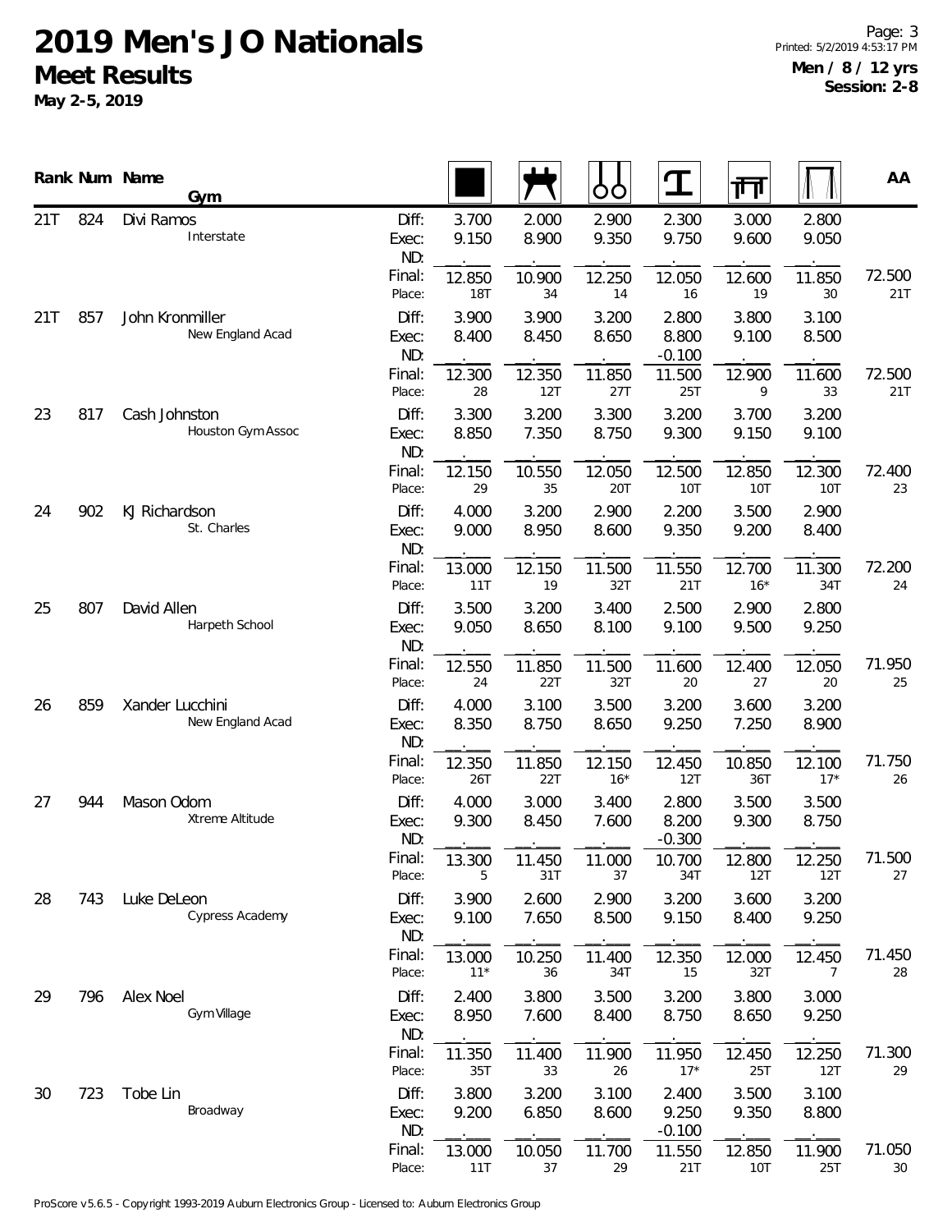# 2019 Men's JO Nationals

## Meet Results

**May 2-5, 2019**

**Men / 8 / 12 yrs**
**Session: 2-8**

| Rank | Num | Name / Gym | | Floor | Pommel Horse | Rings | Vault | Parallel Bars | High Bar | AA |
|---|---|---|---|---|---|---|---|---|---|---|
| 21T | 824 | Divi Ramos<br>Interstate | Diff: | 3.700 | 2.000 | 2.900 | 2.300 | 3.000 | 2.800 | |
| | | | Exec: | 9.150 | 8.900 | 9.350 | 9.750 | 9.600 | 9.050 | |
| | | | ND: | | | | | | | |
| | | | Final: | 12.850 | 10.900 | 12.250 | 12.050 | 12.600 | 11.850 | 72.500 |
| | | | Place: | 18T | 34 | 14 | 16 | 19 | 30 | 21T |
| 21T | 857 | John Kronmiller<br>New England Acad | Diff: | 3.900 | 3.900 | 3.200 | 2.800 | 3.800 | 3.100 | |
| | | | Exec: | 8.400 | 8.450 | 8.650 | 8.800 | 9.100 | 8.500 | |
| | | | ND: | | | | -0.100 | | | |
| | | | Final: | 12.300 | 12.350 | 11.850 | 11.500 | 12.900 | 11.600 | 72.500 |
| | | | Place: | 28 | 12T | 27T | 25T | 9 | 33 | 21T |
| 23 | 817 | Cash Johnston<br>Houston Gym Assoc | Diff: | 3.300 | 3.200 | 3.300 | 3.200 | 3.700 | 3.200 | |
| | | | Exec: | 8.850 | 7.350 | 8.750 | 9.300 | 9.150 | 9.100 | |
| | | | ND: | | | | | | | |
| | | | Final: | 12.150 | 10.550 | 12.050 | 12.500 | 12.850 | 12.300 | 72.400 |
| | | | Place: | 29 | 35 | 20T | 10T | 10T | 10T | 23 |
| 24 | 902 | KJ Richardson<br>St. Charles | Diff: | 4.000 | 3.200 | 2.900 | 2.200 | 3.500 | 2.900 | |
| | | | Exec: | 9.000 | 8.950 | 8.600 | 9.350 | 9.200 | 8.400 | |
| | | | ND: | | | | | | | |
| | | | Final: | 13.000 | 12.150 | 11.500 | 11.550 | 12.700 | 11.300 | 72.200 |
| | | | Place: | 11T | 19 | 32T | 21T | 16* | 34T | 24 |
| 25 | 807 | David Allen<br>Harpeth School | Diff: | 3.500 | 3.200 | 3.400 | 2.500 | 2.900 | 2.800 | |
| | | | Exec: | 9.050 | 8.650 | 8.100 | 9.100 | 9.500 | 9.250 | |
| | | | ND: | | | | | | | |
| | | | Final: | 12.550 | 11.850 | 11.500 | 11.600 | 12.400 | 12.050 | 71.950 |
| | | | Place: | 24 | 22T | 32T | 20 | 27 | 20 | 25 |
| 26 | 859 | Xander Lucchini<br>New England Acad | Diff: | 4.000 | 3.100 | 3.500 | 3.200 | 3.600 | 3.200 | |
| | | | Exec: | 8.350 | 8.750 | 8.650 | 9.250 | 7.250 | 8.900 | |
| | | | ND: | | | | | | | |
| | | | Final: | 12.350 | 11.850 | 12.150 | 12.450 | 10.850 | 12.100 | 71.750 |
| | | | Place: | 26T | 22T | 16* | 12T | 36T | 17* | 26 |
| 27 | 944 | Mason Odom<br>Xtreme Altitude | Diff: | 4.000 | 3.000 | 3.400 | 2.800 | 3.500 | 3.500 | |
| | | | Exec: | 9.300 | 8.450 | 7.600 | 8.200 | 9.300 | 8.750 | |
| | | | ND: | | | | -0.300 | | | |
| | | | Final: | 13.300 | 11.450 | 11.000 | 10.700 | 12.800 | 12.250 | 71.500 |
| | | | Place: | 5 | 31T | 37 | 34T | 12T | 12T | 27 |
| 28 | 743 | Luke DeLeon<br>Cypress Academy | Diff: | 3.900 | 2.600 | 2.900 | 3.200 | 3.600 | 3.200 | |
| | | | Exec: | 9.100 | 7.650 | 8.500 | 9.150 | 8.400 | 9.250 | |
| | | | ND: | | | | | | | |
| | | | Final: | 13.000 | 10.250 | 11.400 | 12.350 | 12.000 | 12.450 | 71.450 |
| | | | Place: | 11* | 36 | 34T | 15 | 32T | 7 | 28 |
| 29 | 796 | Alex Noel<br>Gym Village | Diff: | 2.400 | 3.800 | 3.500 | 3.200 | 3.800 | 3.000 | |
| | | | Exec: | 8.950 | 7.600 | 8.400 | 8.750 | 8.650 | 9.250 | |
| | | | ND: | | | | | | | |
| | | | Final: | 11.350 | 11.400 | 11.900 | 11.950 | 12.450 | 12.250 | 71.300 |
| | | | Place: | 35T | 33 | 26 | 17* | 25T | 12T | 29 |
| 30 | 723 | Tobe Lin<br>Broadway | Diff: | 3.800 | 3.200 | 3.100 | 2.400 | 3.500 | 3.100 | |
| | | | Exec: | 9.200 | 6.850 | 8.600 | 9.250 | 9.350 | 8.800 | |
| | | | ND: | | | | -0.100 | | | |
| | | | Final: | 13.000 | 10.050 | 11.700 | 11.550 | 12.850 | 11.900 | 71.050 |
| | | | Place: | 11T | 37 | 29 | 21T | 10T | 25T | 30 |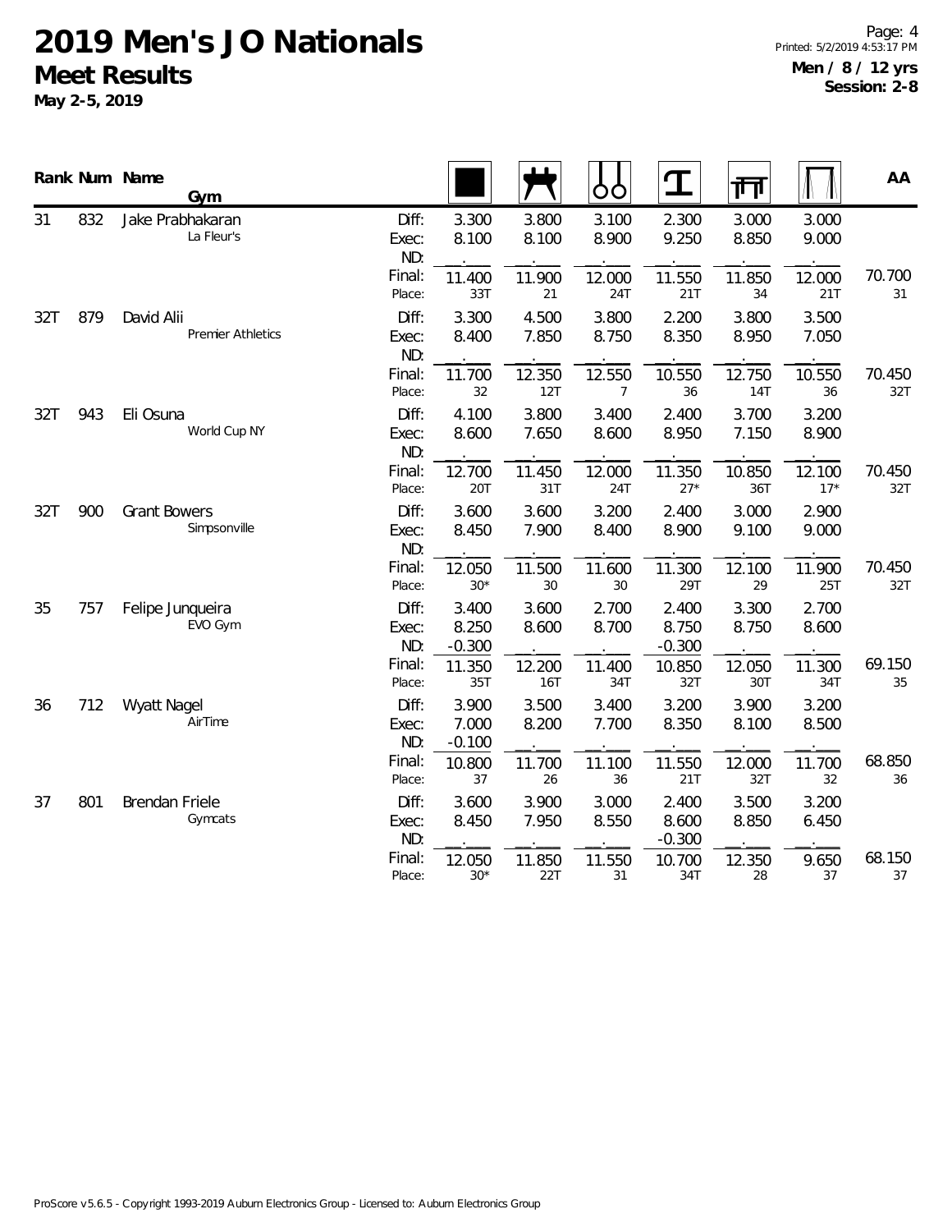# 2019 Men's JO Nationals

## Meet Results

**May 2-5, 2019**

**Men / 8 / 12 yrs**
**Session: 2-8**

| Rank | Num | Name / Gym | | Floor | Pommel Horse | Rings | Vault | Parallel Bars | High Bar | AA |
|---|---|---|---|---|---|---|---|---|---|---|
| 31 | 832 | Jake Prabhakaran | Diff: | 3.300 | 3.800 | 3.100 | 2.300 | 3.000 | 3.000 | |
| | | La Fleur's | Exec: | 8.100 | 8.100 | 8.900 | 9.250 | 8.850 | 9.000 | |
| | | | ND: | . | . | . | . | . | . | |
| | | | Final: | 11.400 | 11.900 | 12.000 | 11.550 | 11.850 | 12.000 | 70.700 |
| | | | Place: | 33T | 21 | 24T | 21T | 34 | 21T | 31 |
| 32T | 879 | David Alii | Diff: | 3.300 | 4.500 | 3.800 | 2.200 | 3.800 | 3.500 | |
| | | Premier Athletics | Exec: | 8.400 | 7.850 | 8.750 | 8.350 | 8.950 | 7.050 | |
| | | | ND: | . | . | . | . | . | . | |
| | | | Final: | 11.700 | 12.350 | 12.550 | 10.550 | 12.750 | 10.550 | 70.450 |
| | | | Place: | 32 | 12T | 7 | 36 | 14T | 36 | 32T |
| 32T | 943 | Eli Osuna | Diff: | 4.100 | 3.800 | 3.400 | 2.400 | 3.700 | 3.200 | |
| | | World Cup NY | Exec: | 8.600 | 7.650 | 8.600 | 8.950 | 7.150 | 8.900 | |
| | | | ND: | . | . | . | . | . | . | |
| | | | Final: | 12.700 | 11.450 | 12.000 | 11.350 | 10.850 | 12.100 | 70.450 |
| | | | Place: | 20T | 31T | 24T | 27* | 36T | 17* | 32T |
| 32T | 900 | Grant Bowers | Diff: | 3.600 | 3.600 | 3.200 | 2.400 | 3.000 | 2.900 | |
| | | Simpsonville | Exec: | 8.450 | 7.900 | 8.400 | 8.900 | 9.100 | 9.000 | |
| | | | ND: | . | . | . | . | . | . | |
| | | | Final: | 12.050 | 11.500 | 11.600 | 11.300 | 12.100 | 11.900 | 70.450 |
| | | | Place: | 30* | 30 | 30 | 29T | 29 | 25T | 32T |
| 35 | 757 | Felipe Junqueira | Diff: | 3.400 | 3.600 | 2.700 | 2.400 | 3.300 | 2.700 | |
| | | EVO Gym | Exec: | 8.250 | 8.600 | 8.700 | 8.750 | 8.750 | 8.600 | |
| | | | ND: | -0.300 | . | . | -0.300 | . | . | |
| | | | Final: | 11.350 | 12.200 | 11.400 | 10.850 | 12.050 | 11.300 | 69.150 |
| | | | Place: | 35T | 16T | 34T | 32T | 30T | 34T | 35 |
| 36 | 712 | Wyatt Nagel | Diff: | 3.900 | 3.500 | 3.400 | 3.200 | 3.900 | 3.200 | |
| | | AirTime | Exec: | 7.000 | 8.200 | 7.700 | 8.350 | 8.100 | 8.500 | |
| | | | ND: | -0.100 | . | . | . | . | . | |
| | | | Final: | 10.800 | 11.700 | 11.100 | 11.550 | 12.000 | 11.700 | 68.850 |
| | | | Place: | 37 | 26 | 36 | 21T | 32T | 32 | 36 |
| 37 | 801 | Brendan Friele | Diff: | 3.600 | 3.900 | 3.000 | 2.400 | 3.500 | 3.200 | |
| | | Gymcats | Exec: | 8.450 | 7.950 | 8.550 | 8.600 | 8.850 | 6.450 | |
| | | | ND: | . | . | . | -0.300 | . | . | |
| | | | Final: | 12.050 | 11.850 | 11.550 | 10.700 | 12.350 | 9.650 | 68.150 |
| | | | Place: | 30* | 22T | 31 | 34T | 28 | 37 | 37 |